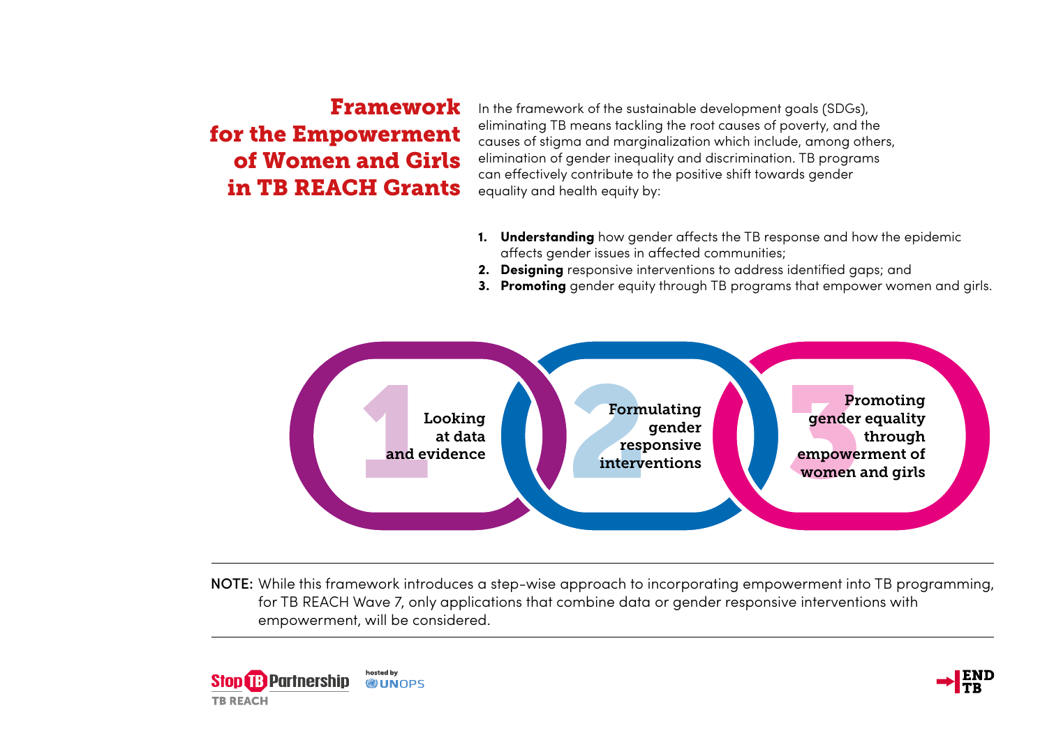# Framework for the Empowerment of Women and Girls in TB REACH Grants

In the framework of the sustainable development goals (SDGs), eliminating TB means tackling the root causes of poverty, and the causes of stigma and marginalization which include, among others, elimination of gender inequality and discrimination. TB programs can effectively contribute to the positive shift towards gender equality and health equity by:

1. **Understanding** how gender affects the TB response and how the epidemic affects gender issues in affected communities;
2. **Designing** responsive interventions to address identified gaps; and
3. **Promoting** gender equity through TB programs that empower women and girls.

**1** Looking at data and evidence

**2** Formulating gender responsive interventions

**3** Promoting gender equality through empowerment of women and girls

**NOTE:** While this framework introduces a step-wise approach to incorporating empowerment into TB programming, for TB REACH Wave 7, only applications that combine data or gender responsive interventions with empowerment, will be considered.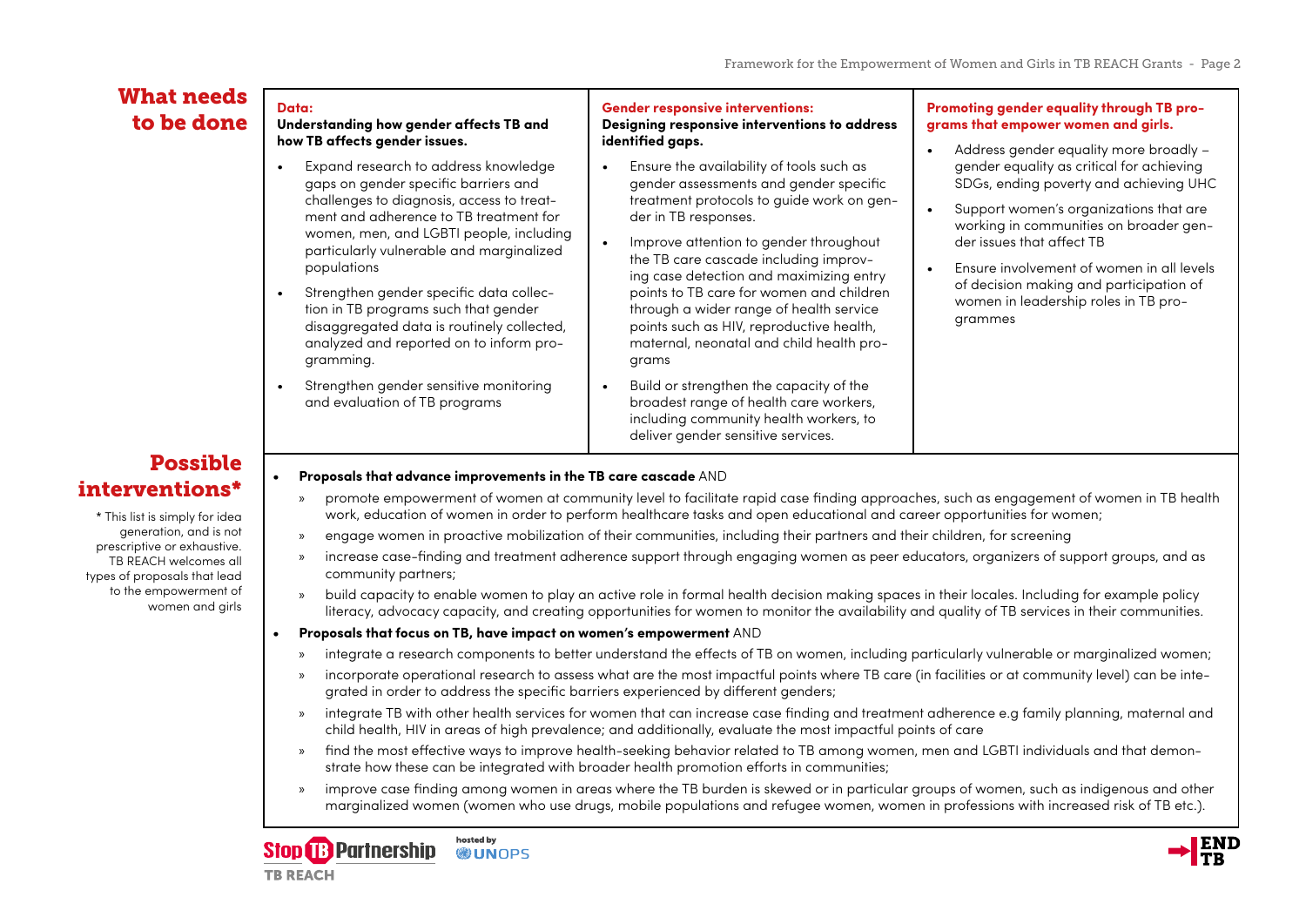## What needs to be done

### Data:

**Understanding how gender affects TB and how TB affects gender issues.**

- Expand research to address knowledge gaps on gender specific barriers and challenges to diagnosis, access to treatment and adherence to TB treatment for women, men, and LGBTI people, including particularly vulnerable and marginalized populations
- Strengthen gender specific data collection in TB programs such that gender disaggregated data is routinely collected, analyzed and reported on to inform programming.
- Strengthen gender sensitive monitoring and evaluation of TB programs

### Gender responsive interventions:

**Designing responsive interventions to address identified gaps.**

- Ensure the availability of tools such as gender assessments and gender specific treatment protocols to guide work on gender in TB responses.
- Improve attention to gender throughout the TB care cascade including improving case detection and maximizing entry points to TB care for women and children through a wider range of health service points such as HIV, reproductive health, maternal, neonatal and child health programs
- Build or strengthen the capacity of the broadest range of health care workers, including community health workers, to deliver gender sensitive services.

### Promoting gender equality through TB programs that empower women and girls.

- Address gender equality more broadly – gender equality as critical for achieving SDGs, ending poverty and achieving UHC
- Support women's organizations that are working in communities on broader gender issues that affect TB
- Ensure involvement of women in all levels of decision making and participation of women in leadership roles in TB programmes

## Possible interventions*

\* This list is simply for idea generation, and is not prescriptive or exhaustive. TB REACH welcomes all types of proposals that lead to the empowerment of women and girls

- **Proposals that advance improvements in the TB care cascade** AND
  - promote empowerment of women at community level to facilitate rapid case finding approaches, such as engagement of women in TB health work, education of women in order to perform healthcare tasks and open educational and career opportunities for women;
  - engage women in proactive mobilization of their communities, including their partners and their children, for screening
  - increase case-finding and treatment adherence support through engaging women as peer educators, organizers of support groups, and as community partners;
  - build capacity to enable women to play an active role in formal health decision making spaces in their locales. Including for example policy literacy, advocacy capacity, and creating opportunities for women to monitor the availability and quality of TB services in their communities.
- **Proposals that focus on TB, have impact on women's empowerment** AND
  - integrate a research components to better understand the effects of TB on women, including particularly vulnerable or marginalized women;
  - incorporate operational research to assess what are the most impactful points where TB care (in facilities or at community level) can be integrated in order to address the specific barriers experienced by different genders;
  - integrate TB with other health services for women that can increase case finding and treatment adherence e.g family planning, maternal and child health, HIV in areas of high prevalence; and additionally, evaluate the most impactful points of care
  - find the most effective ways to improve health-seeking behavior related to TB among women, men and LGBTI individuals and that demonstrate how these can be integrated with broader health promotion efforts in communities;
  - improve case finding among women in areas where the TB burden is skewed or in particular groups of women, such as indigenous and other marginalized women (women who use drugs, mobile populations and refugee women, women in professions with increased risk of TB etc.).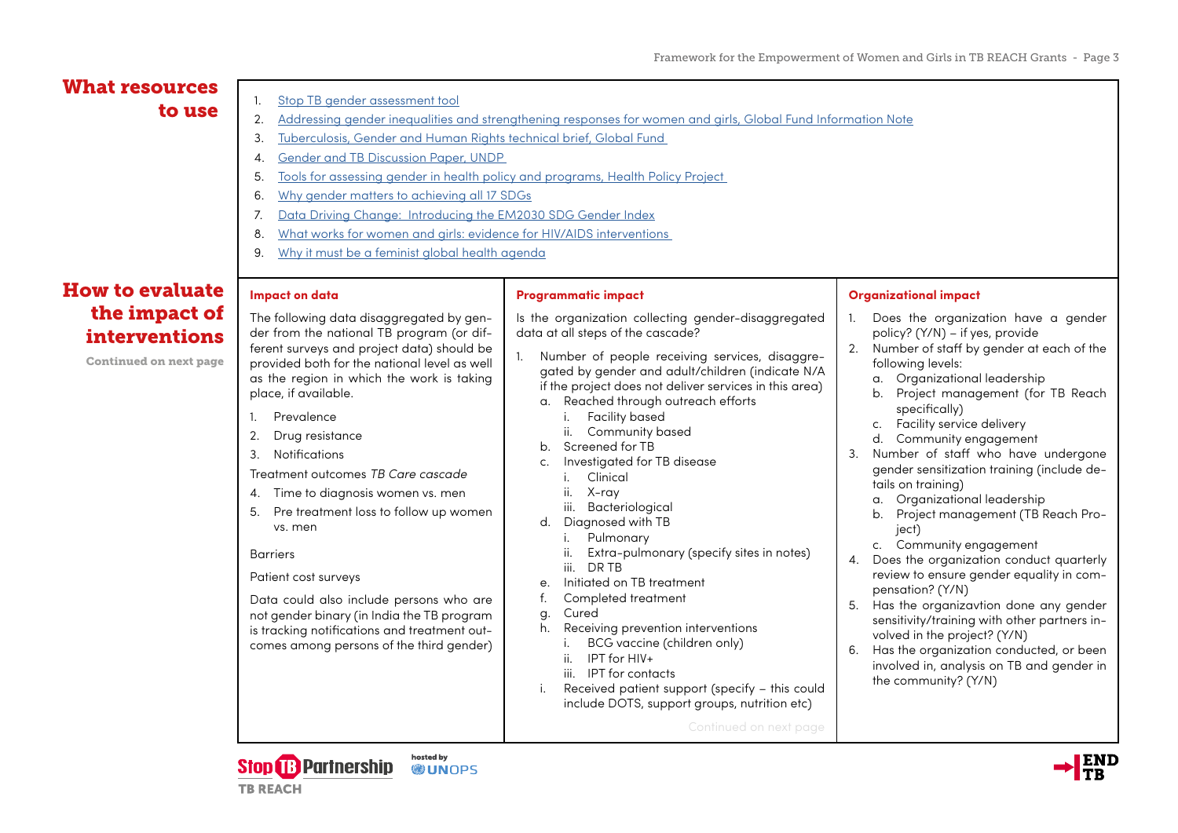## What resources to use

1. [Stop TB gender assessment tool]
2. [Addressing gender inequalities and strengthening responses for women and girls, Global Fund Information Note]
3. [Tuberculosis, Gender and Human Rights technical brief, Global Fund]
4. [Gender and TB Discussion Paper, UNDP]
5. [Tools for assessing gender in health policy and programs, Health Policy Project]
6. [Why gender matters to achieving all 17 SDGs]
7. [Data Driving Change: Introducing the EM2030 SDG Gender Index]
8. [What works for women and girls: evidence for HIV/AIDS interventions]
9. [Why it must be a feminist global health agenda]

## How to evaluate the impact of interventions

Continued on next page

### Impact on data

The following data disaggregated by gender from the national TB program (or different surveys and project data) should be provided both for the national level as well as the region in which the work is taking place, if available.

1. Prevalence
2. Drug resistance
3. Notifications

Treatment outcomes *TB Care cascade*

4. Time to diagnosis women vs. men
5. Pre treatment loss to follow up women vs. men

Barriers

Patient cost surveys

Data could also include persons who are not gender binary (in India the TB program is tracking notifications and treatment outcomes among persons of the third gender)

### Programmatic impact

Is the organization collecting gender-disaggregated data at all steps of the cascade?

1. Number of people receiving services, disaggregated by gender and adult/children (indicate N/A if the project does not deliver services in this area)
   a. Reached through outreach efforts
      i. Facility based
      ii. Community based
   b. Screened for TB
   c. Investigated for TB disease
      i. Clinical
      ii. X-ray
      iii. Bacteriological
   d. Diagnosed with TB
      i. Pulmonary
      ii. Extra-pulmonary (specify sites in notes)
      iii. DR TB
   e. Initiated on TB treatment
   f. Completed treatment
   g. Cured
   h. Receiving prevention interventions
      i. BCG vaccine (children only)
      ii. IPT for HIV+
      iii. IPT for contacts
   i. Received patient support (specify – this could include DOTS, support groups, nutrition etc)

Continued on next page

### Organizational impact

1. Does the organization have a gender policy? (Y/N) – if yes, provide
2. Number of staff by gender at each of the following levels:
   a. Organizational leadership
   b. Project management (for TB Reach specifically)
   c. Facility service delivery
   d. Community engagement
3. Number of staff who have undergone gender sensitization training (include details on training)
   a. Organizational leadership
   b. Project management (TB Reach Project)
   c. Community engagement
4. Does the organization conduct quarterly review to ensure gender equality in compensation? (Y/N)
5. Has the organizavtion done any gender sensitivity/training with other partners involved in the project? (Y/N)
6. Has the organization conducted, or been involved in, analysis on TB and gender in the community? (Y/N)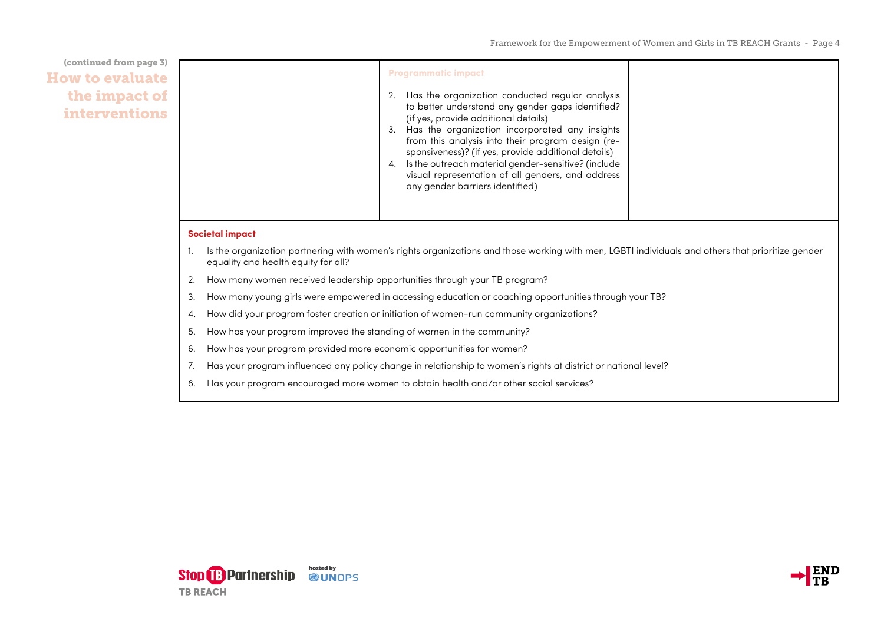(continued from page 3)

## How to evaluate the impact of interventions

| | | |
|---|---|---|
| | **Programmatic impact**<br><br>2. Has the organization conducted regular analysis to better understand any gender gaps identified? (if yes, provide additional details)<br>3. Has the organization incorporated any insights from this analysis into their program design (responsiveness)? (if yes, provide additional details)<br>4. Is the outreach material gender-sensitive? (include visual representation of all genders, and address any gender barriers identified) | |

**Societal impact**

1. Is the organization partnering with women's rights organizations and those working with men, LGBTI individuals and others that prioritize gender equality and health equity for all?
2. How many women received leadership opportunities through your TB program?
3. How many young girls were empowered in accessing education or coaching opportunities through your TB?
4. How did your program foster creation or initiation of women-run community organizations?
5. How has your program improved the standing of women in the community?
6. How has your program provided more economic opportunities for women?
7. Has your program influenced any policy change in relationship to women's rights at district or national level?
8. Has your program encouraged more women to obtain health and/or other social services?